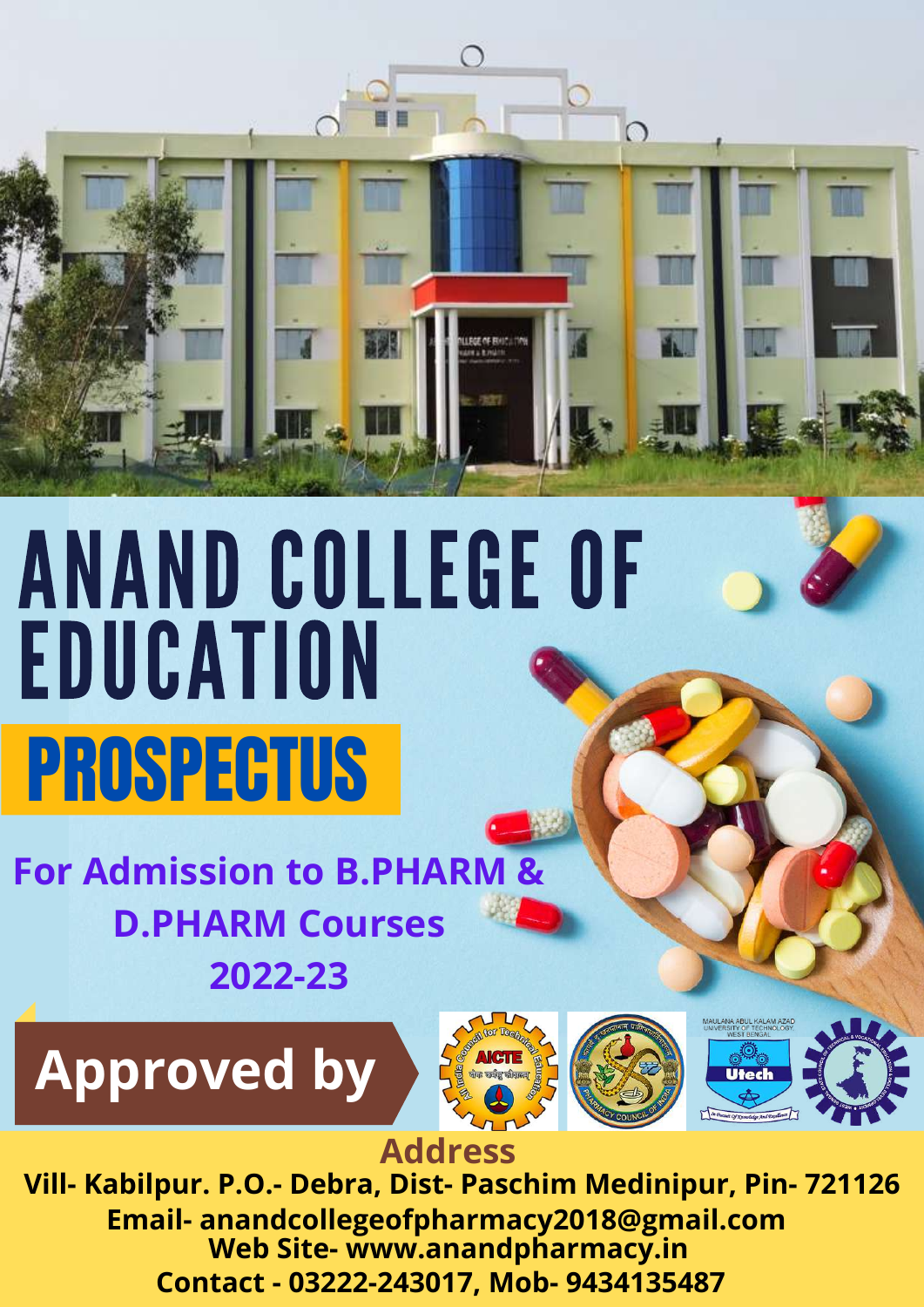# ANAND COLLEGE OF EDUCATION

## PROSPECTUS

**For Admission to B.PHARM & D.PHARM Courses 2022-23**

**Approved by**

**Address**

**Vill- Kabilpur. P.O.- Debra, Dist- Paschim Medinipur, Pin- 721126**

**Email- anandcollegeofpharmacy2018@gmail.com**

**Web Site- www.anandpharmacy.in**

**Contact - 03222-243017, Mob- 9434135487**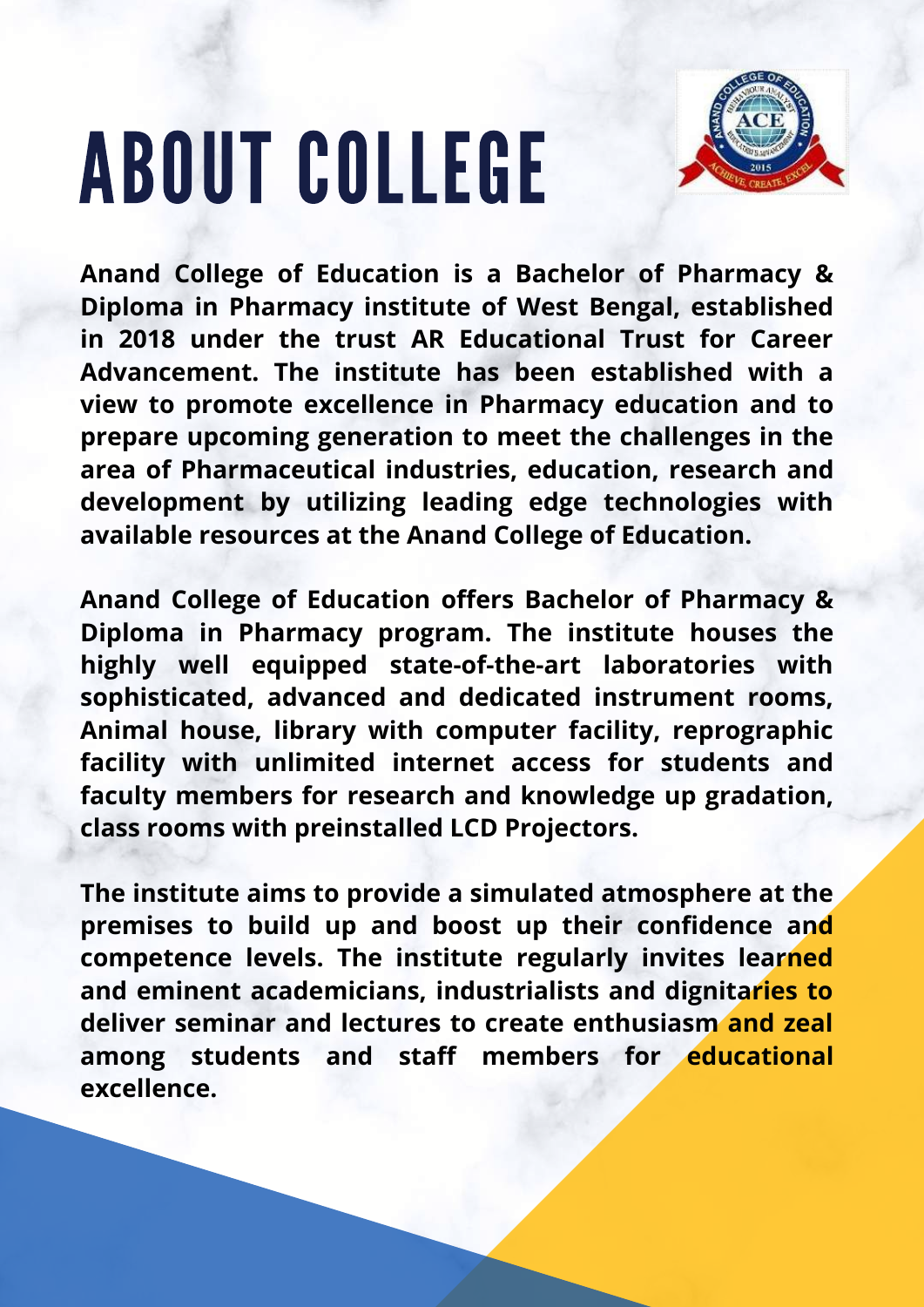# ABOUT COLLEGE

**Anand College of Education is a Bachelor of Pharmacy & Diploma in Pharmacy institute of West Bengal, established in 2018 under the trust AR Educational Trust for Career Advancement. The institute has been established with a view to promote excellence in Pharmacy education and to prepare upcoming generation to meet the challenges in the area of Pharmaceutical industries, education, research and development by utilizing leading edge technologies with available resources at the Anand College of Education.**

**Anand College of Education offers Bachelor of Pharmacy & Diploma in Pharmacy program. The institute houses the highly well equipped state-of-the-art laboratories with sophisticated, advanced and dedicated instrument rooms, Animal house, library with computer facility, reprographic facility with unlimited internet access for students and faculty members for research and knowledge up gradation, class rooms with preinstalled LCD Projectors.**

**The institute aims to provide a simulated atmosphere at the premises to build up and boost up their confidence and competence levels. The institute regularly invites learned and eminent academicians, industrialists and dignitaries to deliver seminar and lectures to create enthusiasm and zeal among students and staff members for educational excellence.**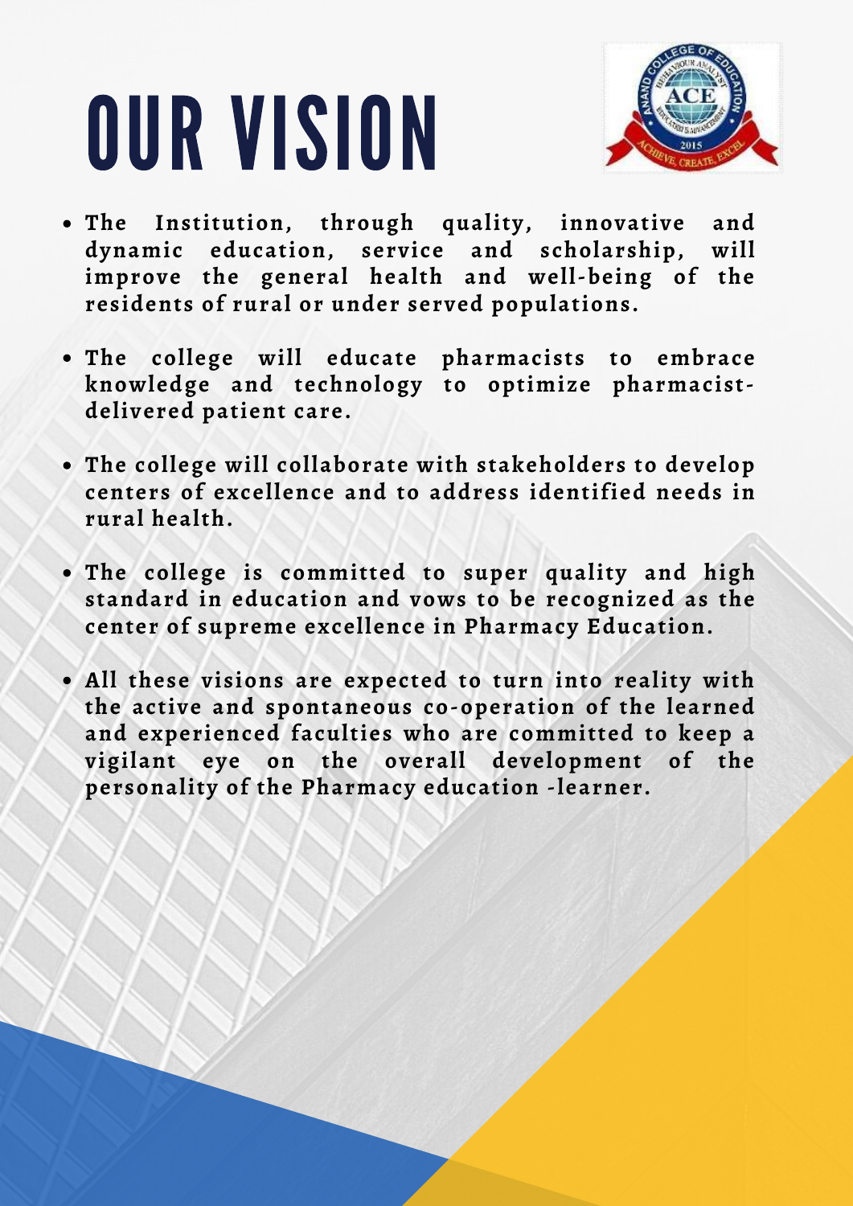# OUR VISION

- **The Institution, through quality, innovative and dynamic education, service and scholarship, will improve the general health and well-being of the residents of rural or under served populations.**
- **The college will educate pharmacists to embrace knowledge and technology to optimize pharmacist-delivered patient care.**
- **The college will collaborate with stakeholders to develop centers of excellence and to address identified needs in rural health.**
- **The college is committed to super quality and high standard in education and vows to be recognized as the center of supreme excellence in Pharmacy Education.**
- **All these visions are expected to turn into reality with the active and spontaneous co-operation of the learned and experienced faculties who are committed to keep a vigilant eye on the overall development of the personality of the Pharmacy education -learner.**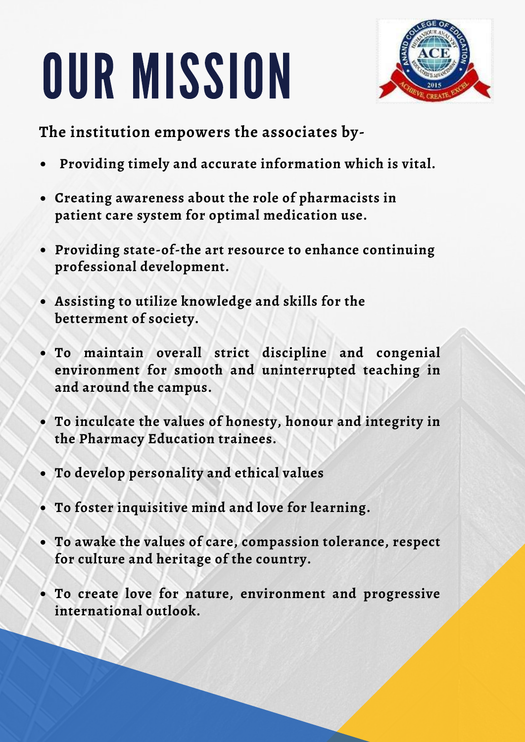# OUR MISSION

**The institution empowers the associates by-**

- **Providing timely and accurate information which is vital.**
- **Creating awareness about the role of pharmacists in patient care system for optimal medication use.**
- **Providing state-of-the art resource to enhance continuing professional development.**
- **Assisting to utilize knowledge and skills for the betterment of society.**
- **To maintain overall strict discipline and congenial environment for smooth and uninterrupted teaching in and around the campus.**
- **To inculcate the values of honesty, honour and integrity in the Pharmacy Education trainees.**
- **To develop personality and ethical values**
- **To foster inquisitive mind and love for learning.**
- **To awake the values of care, compassion tolerance, respect for culture and heritage of the country.**
- **To create love for nature, environment and progressive international outlook.**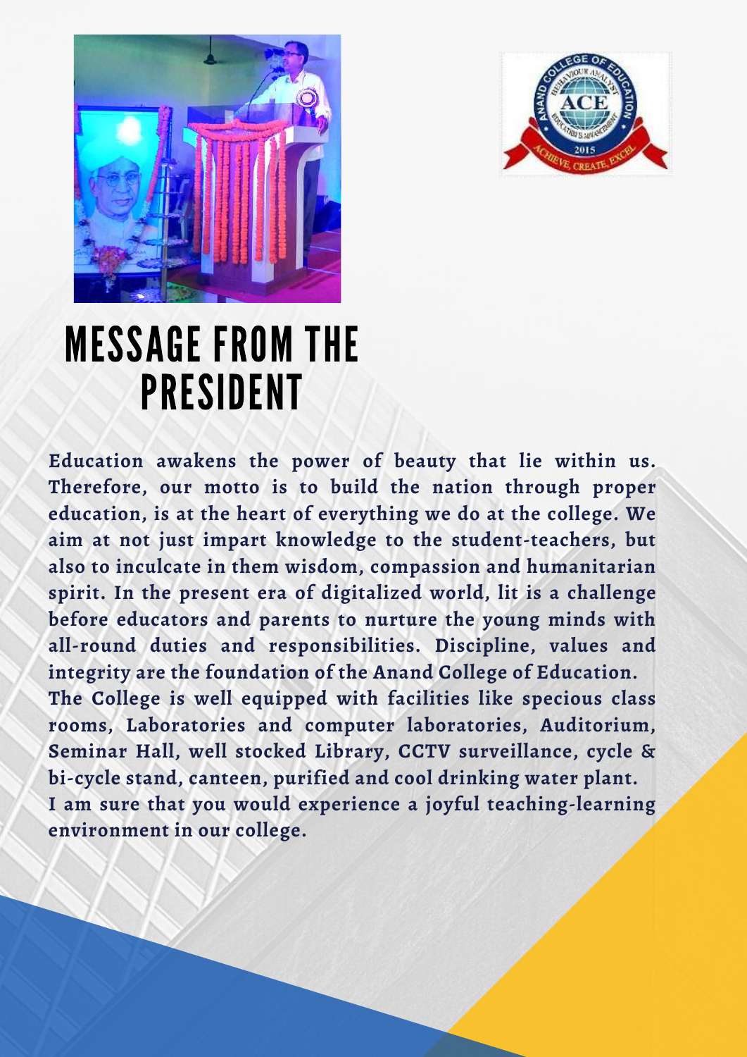# MESSAGE FROM THE PRESIDENT

**Education awakens the power of beauty that lie within us. Therefore, our motto is to build the nation through proper education, is at the heart of everything we do at the college. We aim at not just impart knowledge to the student-teachers, but also to inculcate in them wisdom, compassion and humanitarian spirit. In the present era of digitalized world, lit is a challenge before educators and parents to nurture the young minds with all-round duties and responsibilities. Discipline, values and integrity are the foundation of the Anand College of Education.**

**The College is well equipped with facilities like specious class rooms, Laboratories and computer laboratories, Auditorium, Seminar Hall, well stocked Library, CCTV surveillance, cycle & bi-cycle stand, canteen, purified and cool drinking water plant.**

**I am sure that you would experience a joyful teaching-learning environment in our college.**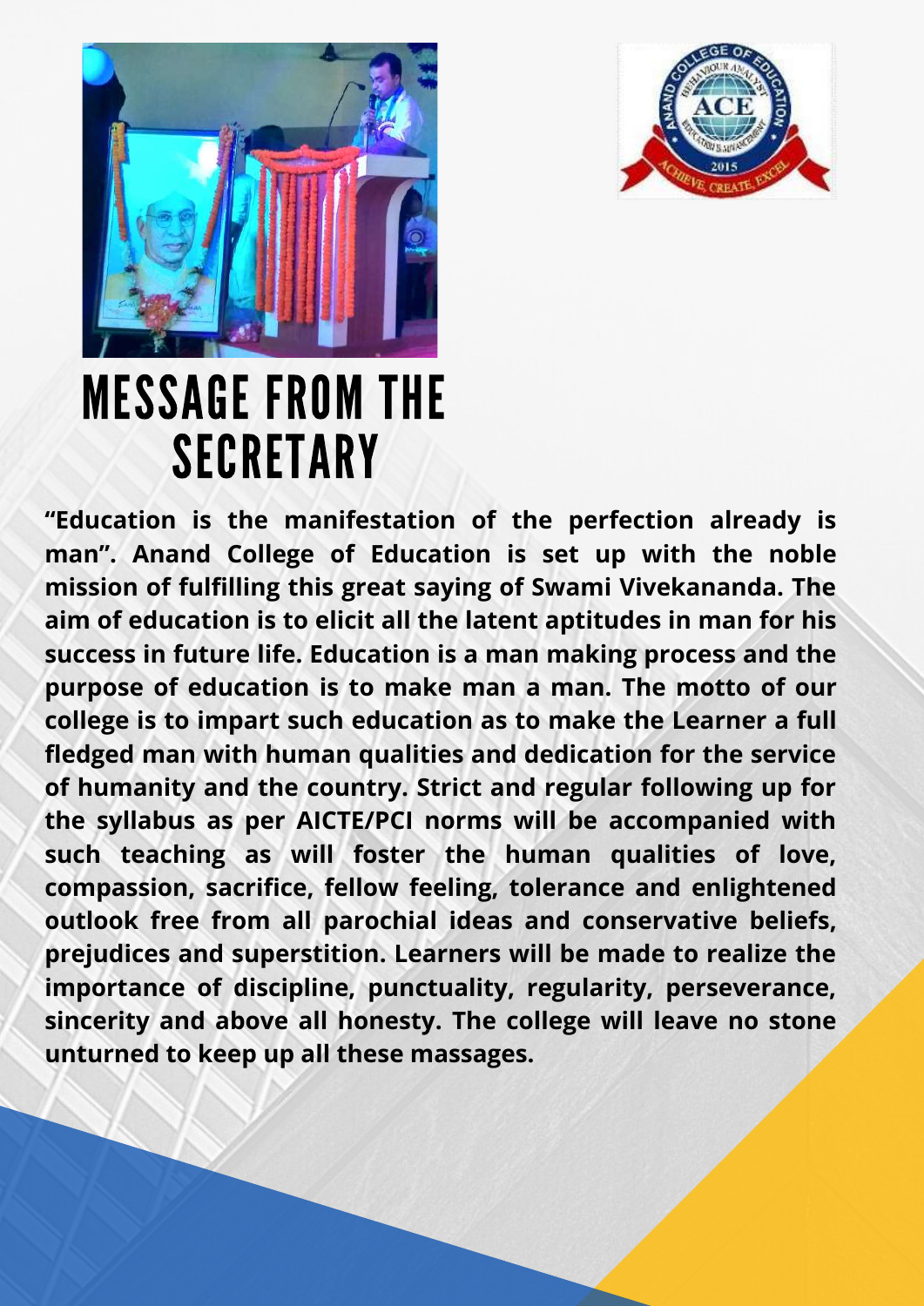# MESSAGE FROM THE SECRETARY

**"Education is the manifestation of the perfection already is man". Anand College of Education is set up with the noble mission of fulfilling this great saying of Swami Vivekananda. The aim of education is to elicit all the latent aptitudes in man for his success in future life. Education is a man making process and the purpose of education is to make man a man. The motto of our college is to impart such education as to make the Learner a full fledged man with human qualities and dedication for the service of humanity and the country. Strict and regular following up for the syllabus as per AICTE/PCI norms will be accompanied with such teaching as will foster the human qualities of love, compassion, sacrifice, fellow feeling, tolerance and enlightened outlook free from all parochial ideas and conservative beliefs, prejudices and superstition. Learners will be made to realize the importance of discipline, punctuality, regularity, perseverance, sincerity and above all honesty. The college will leave no stone unturned to keep up all these massages.**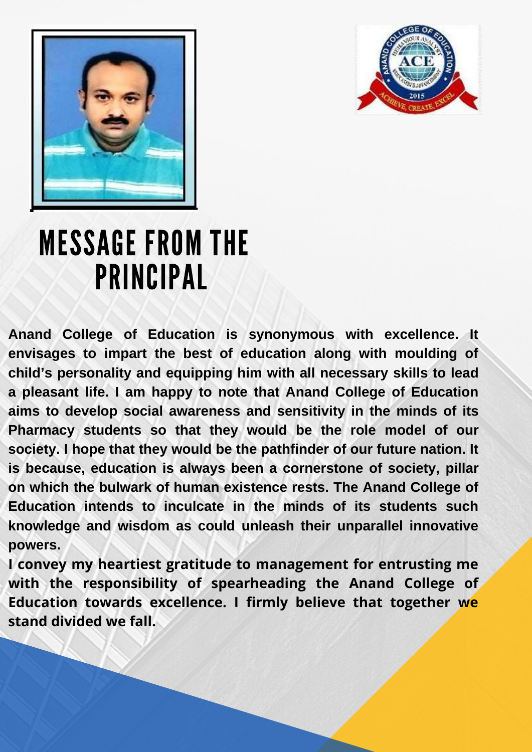# MESSAGE FROM THE PRINCIPAL

**Anand College of Education is synonymous with excellence. It envisages to impart the best of education along with moulding of child's personality and equipping him with all necessary skills to lead a pleasant life. I am happy to note that Anand College of Education aims to develop social awareness and sensitivity in the minds of its Pharmacy students so that they would be the role model of our society. I hope that they would be the pathfinder of our future nation. It is because, education is always been a cornerstone of society, pillar on which the bulwark of human existence rests. The Anand College of Education intends to inculcate in the minds of its students such knowledge and wisdom as could unleash their unparallel innovative powers.**

**I convey my heartiest gratitude to management for entrusting me with the responsibility of spearheading the Anand College of Education towards excellence. I firmly believe that together we stand divided we fall.**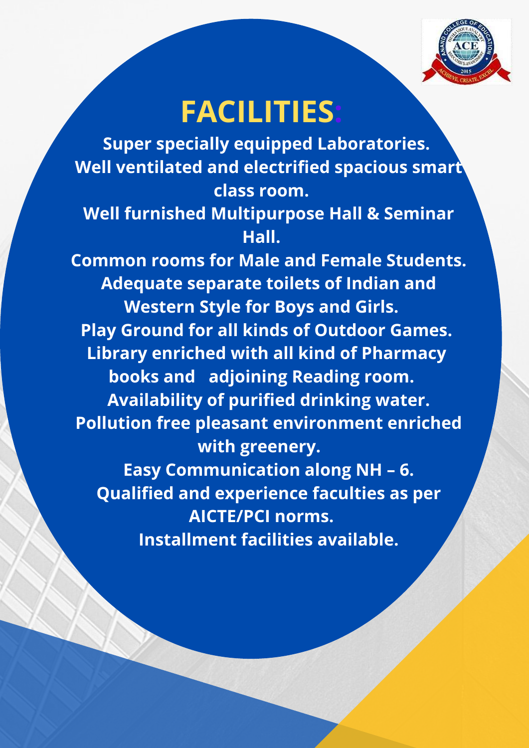# FACILITIES:

**Super specially equipped Laboratories.**

**Well ventilated and electrified spacious smart class room.**

**Well furnished Multipurpose Hall & Seminar Hall.**

**Common rooms for Male and Female Students.**

**Adequate separate toilets of Indian and Western Style for Boys and Girls.**

**Play Ground for all kinds of Outdoor Games.**

**Library enriched with all kind of Pharmacy books and adjoining Reading room.**

**Availability of purified drinking water.**

**Pollution free pleasant environment enriched with greenery.**

**Easy Communication along NH – 6.**

**Qualified and experience faculties as per AICTE/PCI norms.**

**Installment facilities available.**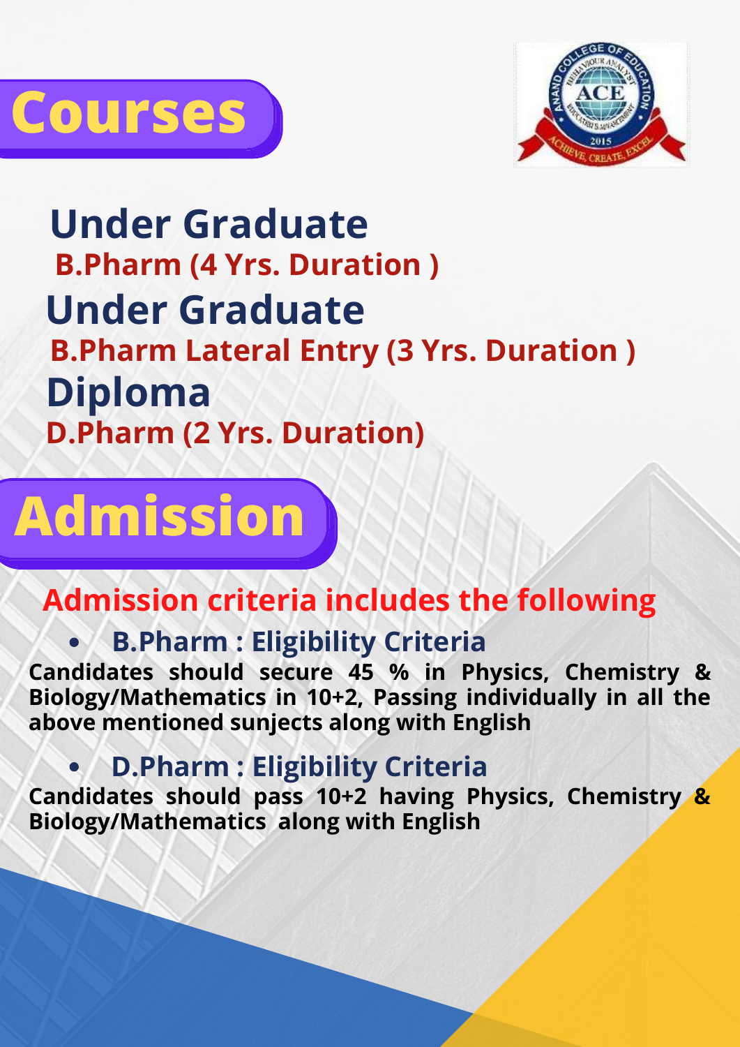# Courses

## Under Graduate

**B.Pharm (4 Yrs. Duration )**

## Under Graduate

**B.Pharm Lateral Entry (3 Yrs. Duration )**

## Diploma

**D.Pharm (2 Yrs. Duration)**

# Admission

**Admission criteria includes the following**

- **B.Pharm : Eligibility Criteria**

**Candidates should secure 45 % in Physics, Chemistry & Biology/Mathematics in 10+2, Passing individually in all the above mentioned sunjects along with English**

- **D.Pharm : Eligibility Criteria**

**Candidates should pass 10+2 having Physics, Chemistry & Biology/Mathematics along with English**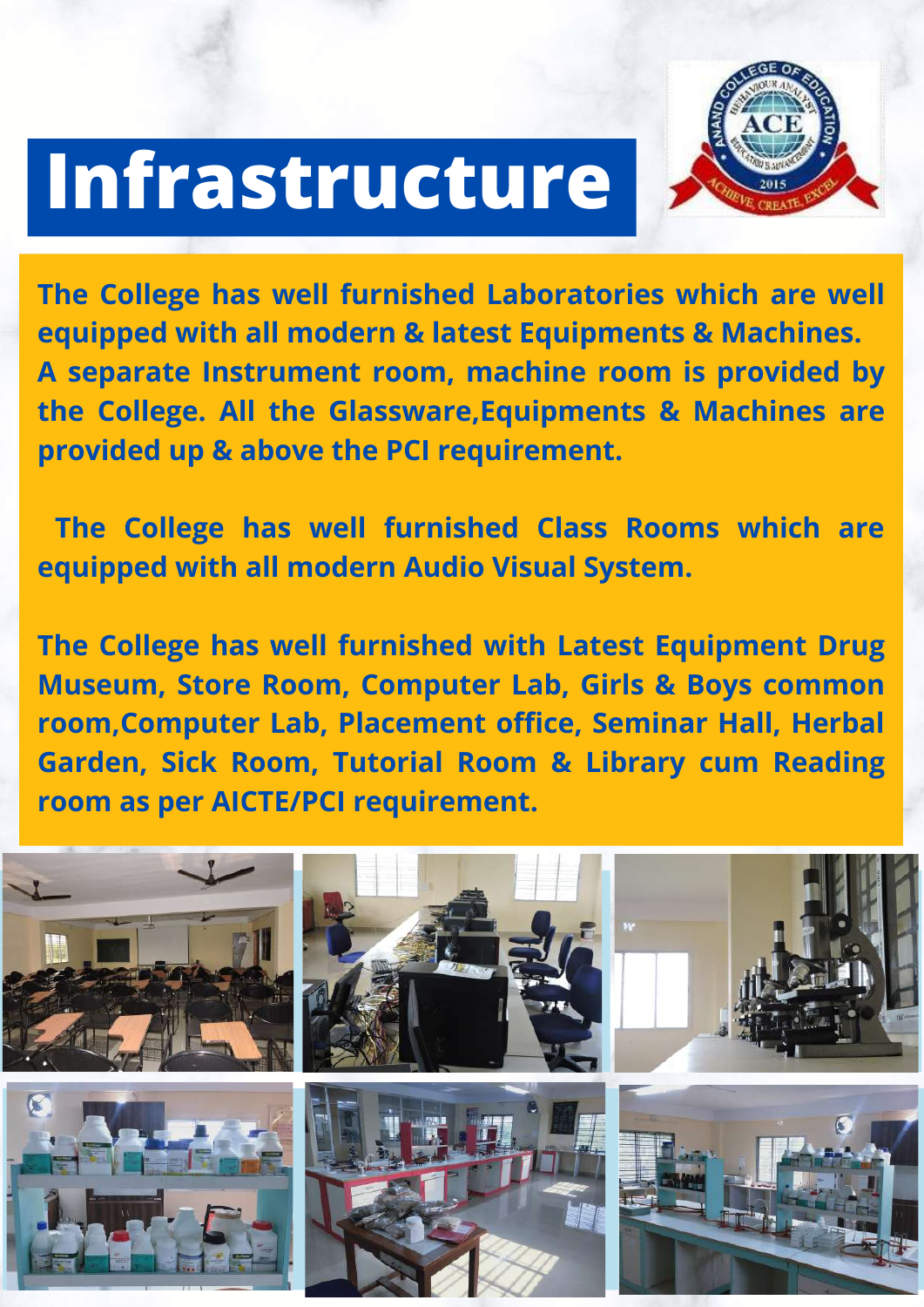# Infrastructure

**The College has well furnished Laboratories which are well equipped with all modern & latest Equipments & Machines. A separate Instrument room, machine room is provided by the College. All the Glassware,Equipments & Machines are provided up & above the PCI requirement.**

**The College has well furnished Class Rooms which are equipped with all modern Audio Visual System.**

**The College has well furnished with Latest Equipment Drug Museum, Store Room, Computer Lab, Girls & Boys common room,Computer Lab, Placement office, Seminar Hall, Herbal Garden, Sick Room, Tutorial Room & Library cum Reading room as per AICTE/PCI requirement.**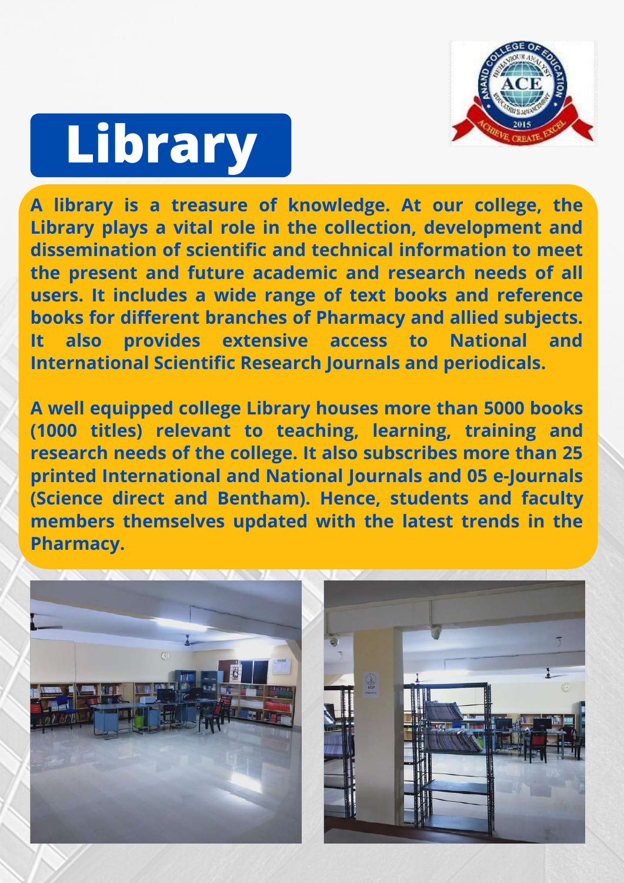# Library

**A library is a treasure of knowledge. At our college, the Library plays a vital role in the collection, development and dissemination of scientific and technical information to meet the present and future academic and research needs of all users. It includes a wide range of text books and reference books for different branches of Pharmacy and allied subjects. It also provides extensive access to National and International Scientific Research Journals and periodicals.**

**A well equipped college Library houses more than 5000 books (1000 titles) relevant to teaching, learning, training and research needs of the college. It also subscribes more than 25 printed International and National Journals and 05 e-Journals (Science direct and Bentham). Hence, students and faculty members themselves updated with the latest trends in the Pharmacy.**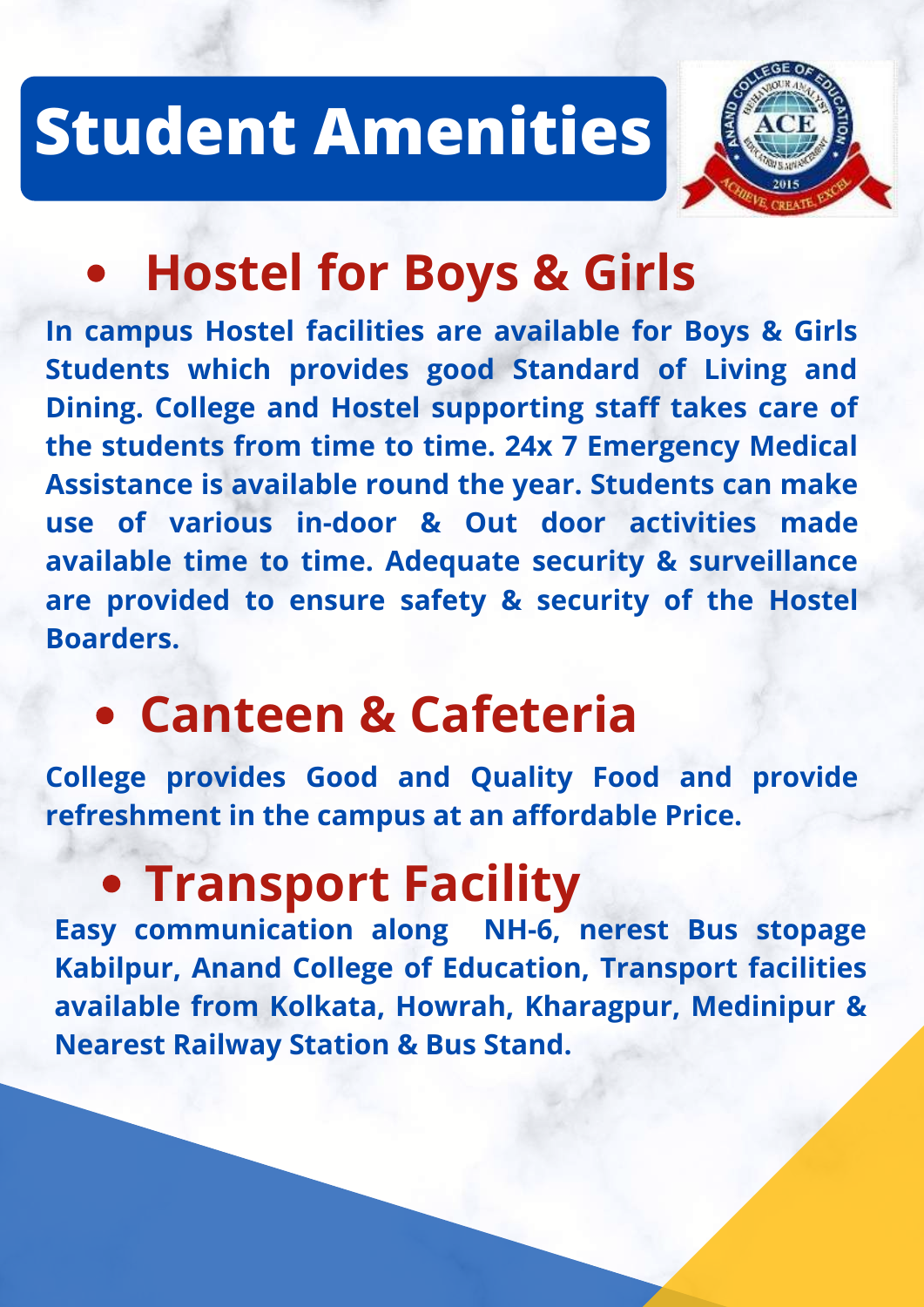# Student Amenities

## • Hostel for Boys & Girls

**In campus Hostel facilities are available for Boys & Girls Students which provides good Standard of Living and Dining. College and Hostel supporting staff takes care of the students from time to time. 24x 7 Emergency Medical Assistance is available round the year. Students can make use of various in-door & Out door activities made available time to time. Adequate security & surveillance are provided to ensure safety & security of the Hostel Boarders.**

## • Canteen & Cafeteria

**College provides Good and Quality Food and provide refreshment in the campus at an affordable Price.**

## • Transport Facility

**Easy communication along NH-6, nerest Bus stopage Kabilpur, Anand College of Education, Transport facilities available from Kolkata, Howrah, Kharagpur, Medinipur & Nearest Railway Station & Bus Stand.**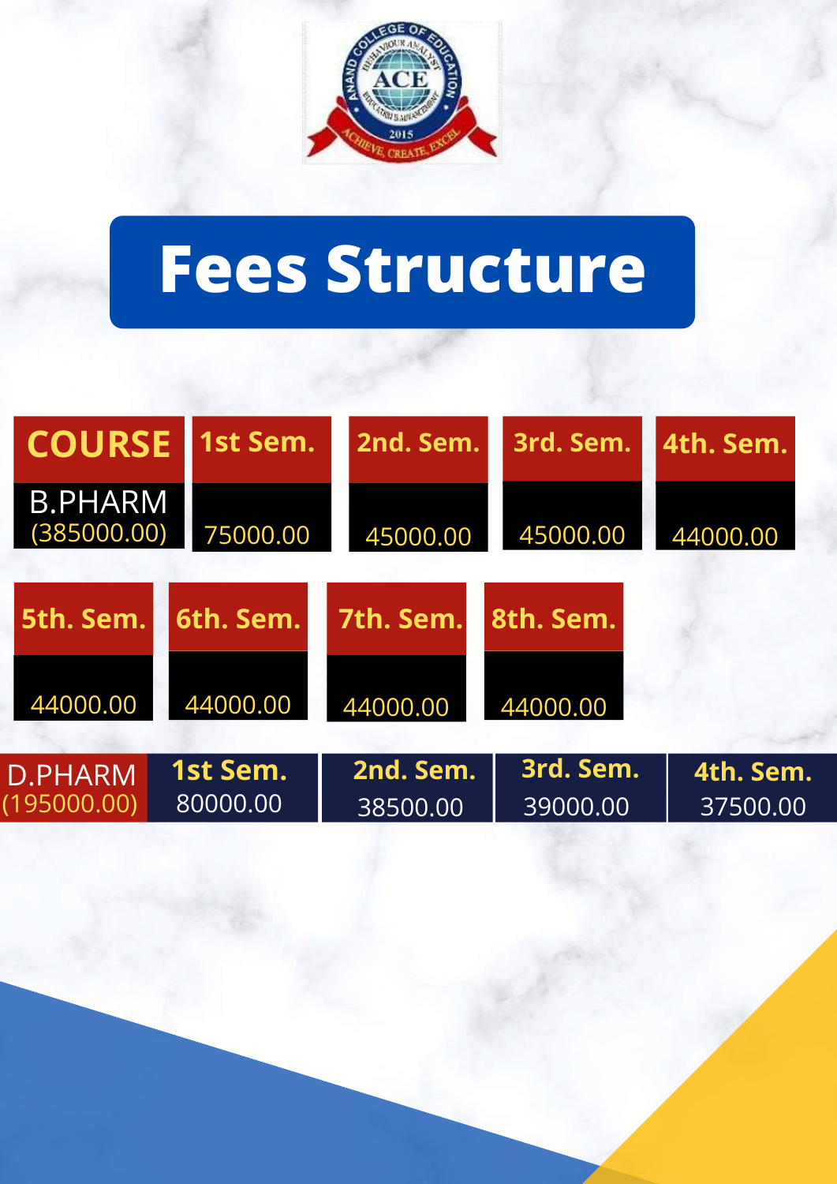# Fees Structure

| COURSE | 1st Sem. | 2nd. Sem. | 3rd. Sem. | 4th. Sem. | 5th. Sem. | 6th. Sem. | 7th. Sem. | 8th. Sem. |
|---|---|---|---|---|---|---|---|---|
| B.PHARM (385000.00) | 75000.00 | 45000.00 | 45000.00 | 44000.00 | 44000.00 | 44000.00 | 44000.00 | 44000.00 |
| D.PHARM (195000.00) | 80000.00 | 38500.00 | 39000.00 | 37500.00 | | | | |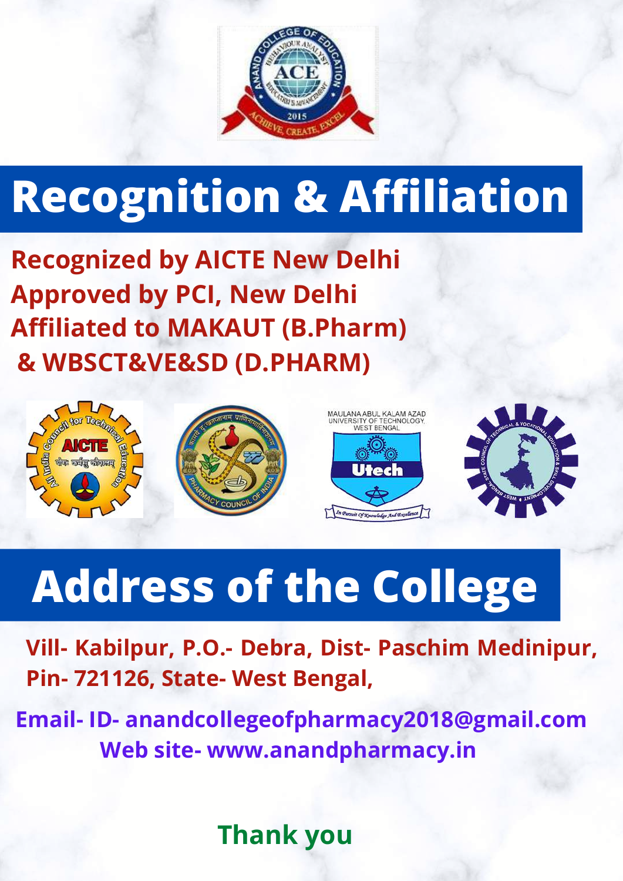# Recognition & Affiliation

**Recognized by AICTE New Delhi**
**Approved by PCI, New Delhi**
**Affiliated to MAKAUT (B.Pharm)**
**& WBSCT&VE&SD (D.PHARM)**

# Address of the College

**Vill- Kabilpur, P.O.- Debra, Dist- Paschim Medinipur, Pin- 721126, State- West Bengal,**

**Email- ID- anandcollegeofpharmacy2018@gmail.com**
**Web site- www.anandpharmacy.in**

**Thank you**